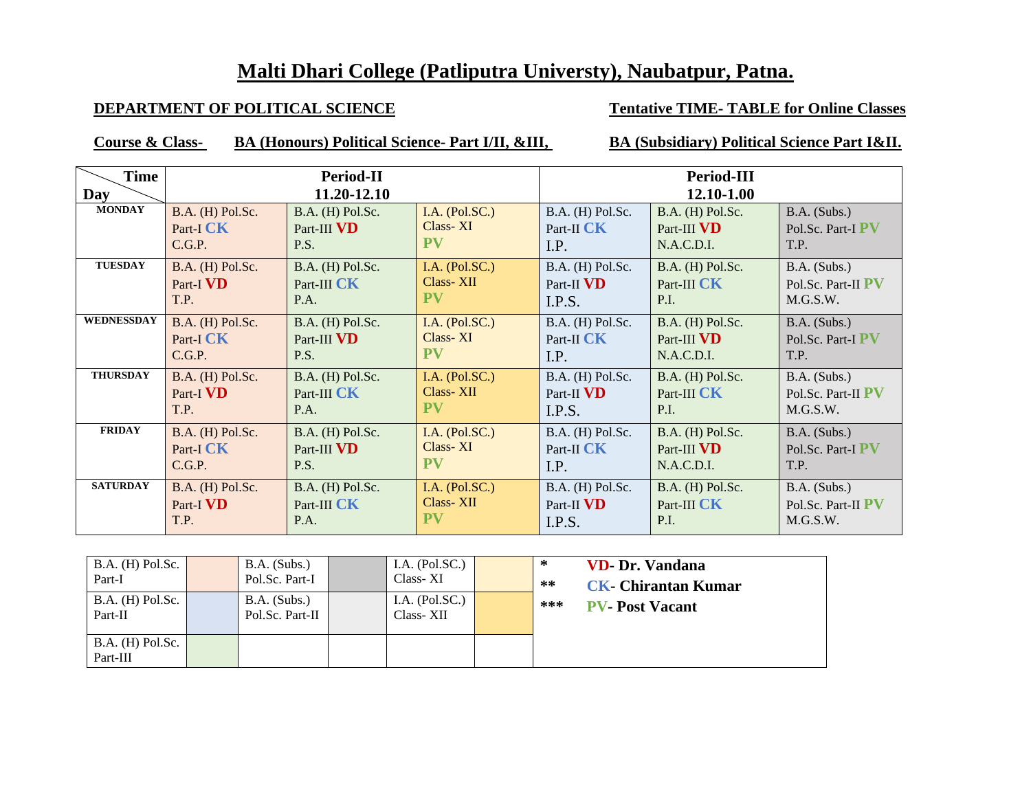# Malti Dhari College (Patliputra Universty), Naubatpur, Patna.

**DEPARTMENT OF POLITICAL SCIENCE** | **Tentative TIME- TABLE for Online Classes**

**Course & Class-** **BA (Honours) Political Science- Part I/II, &III,** **BA (Subsidiary) Political Science Part I&II.**

| Day / Time | Period-II 11.20-12.10 | | | Period-III 12.10-1.00 | | |
|---|---|---|---|---|---|---|
| **MONDAY** | B.A. (H) Pol.Sc. Part-I **CK** C.G.P. | B.A. (H) Pol.Sc. Part-III **VD** P.S. | I.A. (Pol.SC.) Class- XI **PV** | B.A. (H) Pol.Sc. Part-II **CK** I.P. | B.A. (H) Pol.Sc. Part-III **VD** N.A.C.D.I. | B.A. (Subs.) Pol.Sc. Part-I **PV** T.P. |
| **TUESDAY** | B.A. (H) Pol.Sc. Part-I **VD** T.P. | B.A. (H) Pol.Sc. Part-III **CK** P.A. | I.A. (Pol.SC.) Class- XII **PV** | B.A. (H) Pol.Sc. Part-II **VD** I.P.S. | B.A. (H) Pol.Sc. Part-III **CK** P.I. | B.A. (Subs.) Pol.Sc. Part-II **PV** M.G.S.W. |
| **WEDNESSDAY** | B.A. (H) Pol.Sc. Part-I **CK** C.G.P. | B.A. (H) Pol.Sc. Part-III **VD** P.S. | I.A. (Pol.SC.) Class- XI **PV** | B.A. (H) Pol.Sc. Part-II **CK** I.P. | B.A. (H) Pol.Sc. Part-III **VD** N.A.C.D.I. | B.A. (Subs.) Pol.Sc. Part-I **PV** T.P. |
| **THURSDAY** | B.A. (H) Pol.Sc. Part-I **VD** T.P. | B.A. (H) Pol.Sc. Part-III **CK** P.A. | I.A. (Pol.SC.) Class- XII **PV** | B.A. (H) Pol.Sc. Part-II **VD** I.P.S. | B.A. (H) Pol.Sc. Part-III **CK** P.I. | B.A. (Subs.) Pol.Sc. Part-II **PV** M.G.S.W. |
| **FRIDAY** | B.A. (H) Pol.Sc. Part-I **CK** C.G.P. | B.A. (H) Pol.Sc. Part-III **VD** P.S. | I.A. (Pol.SC.) Class- XI **PV** | B.A. (H) Pol.Sc. Part-II **CK** I.P. | B.A. (H) Pol.Sc. Part-III **VD** N.A.C.D.I. | B.A. (Subs.) Pol.Sc. Part-I **PV** T.P. |
| **SATURDAY** | B.A. (H) Pol.Sc. Part-I **VD** T.P. | B.A. (H) Pol.Sc. Part-III **CK** P.A. | I.A. (Pol.SC.) Class- XII **PV** | B.A. (H) Pol.Sc. Part-II **VD** I.P.S. | B.A. (H) Pol.Sc. Part-III **CK** P.I. | B.A. (Subs.) Pol.Sc. Part-II **PV** M.G.S.W. |

| Class | Colour | Class | Colour | Class | Colour |
|---|---|---|---|---|---|
| B.A. (H) Pol.Sc. Part-I | | B.A. (Subs.) Pol.Sc. Part-I | | I.A. (Pol.SC.) Class- XI | |
| B.A. (H) Pol.Sc. Part-II | | B.A. (Subs.) Pol.Sc. Part-II | | I.A. (Pol.SC.) Class- XII | |
| B.A. (H) Pol.Sc. Part-III | | | | | |

\* **VD- Dr. Vandana**

\*\* **CK- Chirantan Kumar**

\*\*\* **PV- Post Vacant**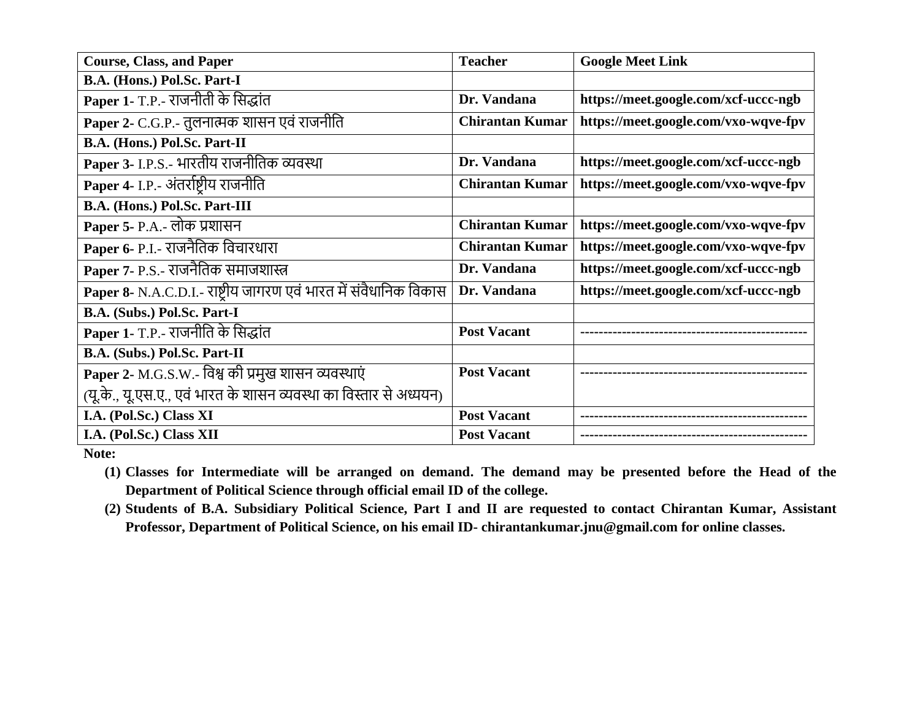| **Course, Class, and Paper** | **Teacher** | **Google Meet Link** |
|---|---|---|
| **B.A. (Hons.) Pol.Sc. Part-I** | | |
| **Paper 1-** T.P.- राजनीती के सिद्धांत | **Dr. Vandana** | **https://meet.google.com/xcf-uccc-ngb** |
| **Paper 2-** C.G.P.- तुलनात्मक शासन एवं राजनीति | **Chirantan Kumar** | **https://meet.google.com/vxo-wqve-fpv** |
| **B.A. (Hons.) Pol.Sc. Part-II** | | |
| **Paper 3-** I.P.S.- भारतीय राजनीतिक व्यवस्था | **Dr. Vandana** | **https://meet.google.com/xcf-uccc-ngb** |
| **Paper 4-** I.P.- अंतर्राष्ट्रीय राजनीति | **Chirantan Kumar** | **https://meet.google.com/vxo-wqve-fpv** |
| **B.A. (Hons.) Pol.Sc. Part-III** | | |
| **Paper 5-** P.A.- लोक प्रशासन | **Chirantan Kumar** | **https://meet.google.com/vxo-wqve-fpv** |
| **Paper 6-** P.I.- राजनैतिक विचारधारा | **Chirantan Kumar** | **https://meet.google.com/vxo-wqve-fpv** |
| **Paper 7-** P.S.- राजनैतिक समाजशास्त्र | **Dr. Vandana** | **https://meet.google.com/xcf-uccc-ngb** |
| **Paper 8-** N.A.C.D.I.- राष्ट्रीय जागरण एवं भारत में संवैधानिक विकास | **Dr. Vandana** | **https://meet.google.com/xcf-uccc-ngb** |
| **B.A. (Subs.) Pol.Sc. Part-I** | | |
| **Paper 1-** T.P.- राजनीति के सिद्धांत | **Post Vacant** | ------------------------------------------------ |
| **B.A. (Subs.) Pol.Sc. Part-II** | | |
| **Paper 2-** M.G.S.W.- विश्व की प्रमुख शासन व्यवस्थाएं (यू.के., यू.एस.ए., एवं भारत के शासन व्यवस्था का विस्तार से अध्ययन) | **Post Vacant** | ------------------------------------------------ |
| **I.A. (Pol.Sc.) Class XI** | **Post Vacant** | ------------------------------------------------ |
| **I.A. (Pol.Sc.) Class XII** | **Post Vacant** | ------------------------------------------------ |

**Note:**

**(1) Classes for Intermediate will be arranged on demand. The demand may be presented before the Head of the Department of Political Science through official email ID of the college.**

**(2) Students of B.A. Subsidiary Political Science, Part I and II are requested to contact Chirantan Kumar, Assistant Professor, Department of Political Science, on his email ID- chirantankumar.jnu@gmail.com for online classes.**